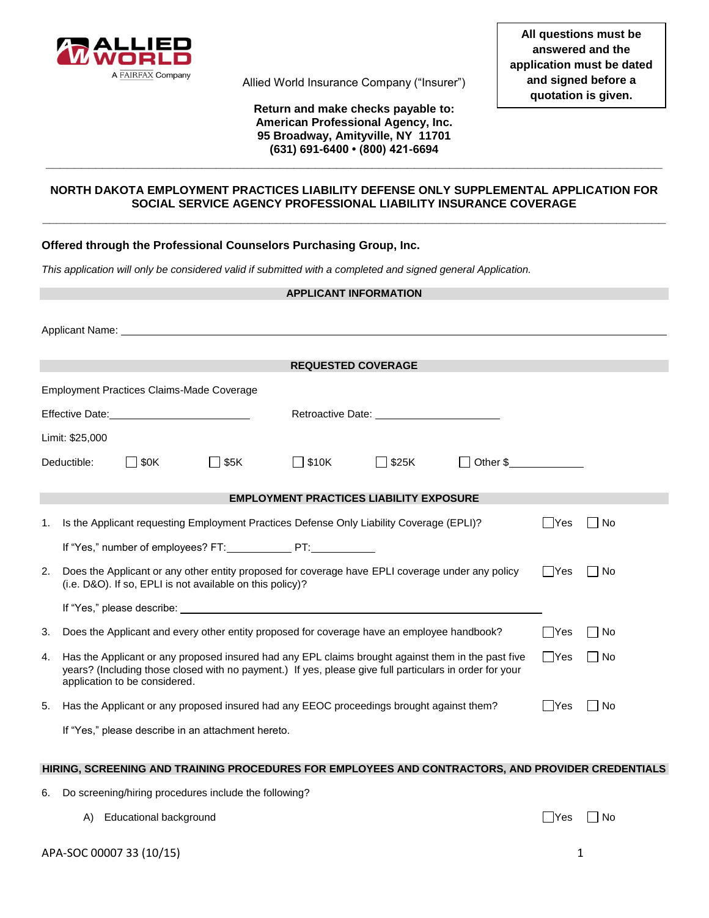Allied World Insurance Company ("Insurer")

**All questions must be answered and the application must be dated and signed before a quotation is given.**

**Return and make checks payable to:**
**American Professional Agency, Inc.**
**95 Broadway, Amityville, NY 11701**
**(631) 691-6400 • (800) 421-6694**

---

## NORTH DAKOTA EMPLOYMENT PRACTICES LIABILITY DEFENSE ONLY SUPPLEMENTAL APPLICATION FOR SOCIAL SERVICE AGENCY PROFESSIONAL LIABILITY INSURANCE COVERAGE

---

**Offered through the Professional Counselors Purchasing Group, Inc.**

*This application will only be considered valid if submitted with a completed and signed general Application.*

### APPLICANT INFORMATION

Applicant Name: ______________________________________________

### REQUESTED COVERAGE

Employment Practices Claims-Made Coverage

Effective Date: ____________________ Retroactive Date: ____________________

Limit: $25,000

Deductible: ☐ $0K ☐ $5K ☐ $10K ☐ $25K ☐ Other $__________

### EMPLOYMENT PRACTICES LIABILITY EXPOSURE

1. Is the Applicant requesting Employment Practices Defense Only Liability Coverage (EPLI)? ☐ Yes ☐ No

   If "Yes," number of employees? FT: __________ PT: __________

2. Does the Applicant or any other entity proposed for coverage have EPLI coverage under any policy (i.e. D&O). If so, EPLI is not available on this policy)? ☐ Yes ☐ No

   If "Yes," please describe: ______________________________________________

3. Does the Applicant and every other entity proposed for coverage have an employee handbook? ☐ Yes ☐ No

4. Has the Applicant or any proposed insured had any EPL claims brought against them in the past five years? (Including those closed with no payment.) If yes, please give full particulars in order for your application to be considered. ☐ Yes ☐ No

5. Has the Applicant or any proposed insured had any EEOC proceedings brought against them? ☐ Yes ☐ No

   If "Yes," please describe in an attachment hereto.

### HIRING, SCREENING AND TRAINING PROCEDURES FOR EMPLOYEES AND CONTRACTORS, AND PROVIDER CREDENTIALS

6. Do screening/hiring procedures include the following?

   A) Educational background ☐ Yes ☐ No

APA-SOC 00007 33 (10/15)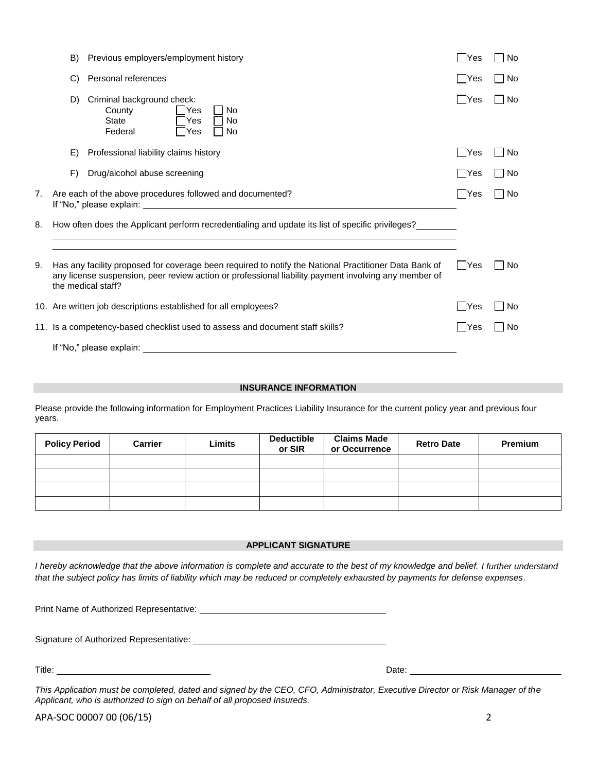B) Previous employers/employment history ☐Yes ☐ No

C) Personal references ☐Yes ☐ No

D) Criminal background check: ☐Yes ☐ No

County ☐Yes ☐ No
State ☐Yes ☐ No
Federal ☐Yes ☐ No

E) Professional liability claims history ☐Yes ☐ No

F) Drug/alcohol abuse screening ☐Yes ☐ No

7. Are each of the above procedures followed and documented? ☐Yes ☐ No
   If "No," please explain: \_\_\_\_\_\_\_\_\_\_\_\_\_\_\_\_\_\_\_\_

8. How often does the Applicant perform recredentialing and update its list of specific privileges? \_\_\_\_\_\_\_\_
   \_\_\_\_\_\_\_\_\_\_\_\_\_\_\_\_\_\_\_\_
   \_\_\_\_\_\_\_\_\_\_\_\_\_\_\_\_\_\_\_\_

9. Has any facility proposed for coverage been required to notify the National Practitioner Data Bank of any license suspension, peer review action or professional liability payment involving any member of the medical staff? ☐Yes ☐ No

10. Are written job descriptions established for all employees? ☐Yes ☐ No

11. Is a competency-based checklist used to assess and document staff skills? ☐Yes ☐ No

    If "No," please explain: \_\_\_\_\_\_\_\_\_\_\_\_\_\_\_\_\_\_\_\_

## INSURANCE INFORMATION

Please provide the following information for Employment Practices Liability Insurance for the current policy year and previous four years.

| Policy Period | Carrier | Limits | Deductible or SIR | Claims Made or Occurrence | Retro Date | Premium |
|---|---|---|---|---|---|---|
| | | | | | | |
| | | | | | | |
| | | | | | | |
| | | | | | | |

## APPLICANT SIGNATURE

*I hereby acknowledge that the above information is complete and accurate to the best of my knowledge and belief. I further understand that the subject policy has limits of liability which may be reduced or completely exhausted by payments for defense expenses.*

Print Name of Authorized Representative: \_\_\_\_\_\_\_\_\_\_\_\_\_\_\_\_\_\_\_\_

Signature of Authorized Representative: \_\_\_\_\_\_\_\_\_\_\_\_\_\_\_\_\_\_\_\_

Title: \_\_\_\_\_\_\_\_\_\_\_\_\_\_\_\_\_\_\_\_ Date: \_\_\_\_\_\_\_\_\_\_\_\_\_\_\_\_\_\_\_\_

*This Application must be completed, dated and signed by the CEO, CFO, Administrator, Executive Director or Risk Manager of the Applicant, who is authorized to sign on behalf of all proposed Insureds.*

APA-SOC 00007 00 (06/15)